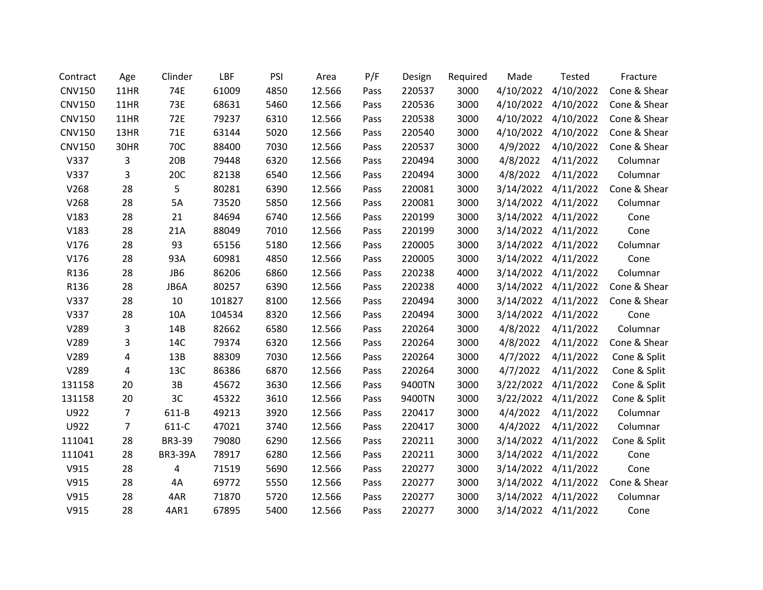| Contract | Age | Clinder | LBF | PSI | Area | P/F | Design | Required | Made | Tested | Fracture |
|---|---|---|---|---|---|---|---|---|---|---|---|
| CNV150 | 11HR | 74E | 61009 | 4850 | 12.566 | Pass | 220537 | 3000 | 4/10/2022 | 4/10/2022 | Cone & Shear |
| CNV150 | 11HR | 73E | 68631 | 5460 | 12.566 | Pass | 220536 | 3000 | 4/10/2022 | 4/10/2022 | Cone & Shear |
| CNV150 | 11HR | 72E | 79237 | 6310 | 12.566 | Pass | 220538 | 3000 | 4/10/2022 | 4/10/2022 | Cone & Shear |
| CNV150 | 13HR | 71E | 63144 | 5020 | 12.566 | Pass | 220540 | 3000 | 4/10/2022 | 4/10/2022 | Cone & Shear |
| CNV150 | 30HR | 70C | 88400 | 7030 | 12.566 | Pass | 220537 | 3000 | 4/9/2022 | 4/10/2022 | Cone & Shear |
| V337 | 3 | 20B | 79448 | 6320 | 12.566 | Pass | 220494 | 3000 | 4/8/2022 | 4/11/2022 | Columnar |
| V337 | 3 | 20C | 82138 | 6540 | 12.566 | Pass | 220494 | 3000 | 4/8/2022 | 4/11/2022 | Columnar |
| V268 | 28 | 5 | 80281 | 6390 | 12.566 | Pass | 220081 | 3000 | 3/14/2022 | 4/11/2022 | Cone & Shear |
| V268 | 28 | 5A | 73520 | 5850 | 12.566 | Pass | 220081 | 3000 | 3/14/2022 | 4/11/2022 | Columnar |
| V183 | 28 | 21 | 84694 | 6740 | 12.566 | Pass | 220199 | 3000 | 3/14/2022 | 4/11/2022 | Cone |
| V183 | 28 | 21A | 88049 | 7010 | 12.566 | Pass | 220199 | 3000 | 3/14/2022 | 4/11/2022 | Cone |
| V176 | 28 | 93 | 65156 | 5180 | 12.566 | Pass | 220005 | 3000 | 3/14/2022 | 4/11/2022 | Columnar |
| V176 | 28 | 93A | 60981 | 4850 | 12.566 | Pass | 220005 | 3000 | 3/14/2022 | 4/11/2022 | Cone |
| R136 | 28 | JB6 | 86206 | 6860 | 12.566 | Pass | 220238 | 4000 | 3/14/2022 | 4/11/2022 | Columnar |
| R136 | 28 | JB6A | 80257 | 6390 | 12.566 | Pass | 220238 | 4000 | 3/14/2022 | 4/11/2022 | Cone & Shear |
| V337 | 28 | 10 | 101827 | 8100 | 12.566 | Pass | 220494 | 3000 | 3/14/2022 | 4/11/2022 | Cone & Shear |
| V337 | 28 | 10A | 104534 | 8320 | 12.566 | Pass | 220494 | 3000 | 3/14/2022 | 4/11/2022 | Cone |
| V289 | 3 | 14B | 82662 | 6580 | 12.566 | Pass | 220264 | 3000 | 4/8/2022 | 4/11/2022 | Columnar |
| V289 | 3 | 14C | 79374 | 6320 | 12.566 | Pass | 220264 | 3000 | 4/8/2022 | 4/11/2022 | Cone & Shear |
| V289 | 4 | 13B | 88309 | 7030 | 12.566 | Pass | 220264 | 3000 | 4/7/2022 | 4/11/2022 | Cone & Split |
| V289 | 4 | 13C | 86386 | 6870 | 12.566 | Pass | 220264 | 3000 | 4/7/2022 | 4/11/2022 | Cone & Split |
| 131158 | 20 | 3B | 45672 | 3630 | 12.566 | Pass | 9400TN | 3000 | 3/22/2022 | 4/11/2022 | Cone & Split |
| 131158 | 20 | 3C | 45322 | 3610 | 12.566 | Pass | 9400TN | 3000 | 3/22/2022 | 4/11/2022 | Cone & Split |
| U922 | 7 | 611-B | 49213 | 3920 | 12.566 | Pass | 220417 | 3000 | 4/4/2022 | 4/11/2022 | Columnar |
| U922 | 7 | 611-C | 47021 | 3740 | 12.566 | Pass | 220417 | 3000 | 4/4/2022 | 4/11/2022 | Columnar |
| 111041 | 28 | BR3-39 | 79080 | 6290 | 12.566 | Pass | 220211 | 3000 | 3/14/2022 | 4/11/2022 | Cone & Split |
| 111041 | 28 | BR3-39A | 78917 | 6280 | 12.566 | Pass | 220211 | 3000 | 3/14/2022 | 4/11/2022 | Cone |
| V915 | 28 | 4 | 71519 | 5690 | 12.566 | Pass | 220277 | 3000 | 3/14/2022 | 4/11/2022 | Cone |
| V915 | 28 | 4A | 69772 | 5550 | 12.566 | Pass | 220277 | 3000 | 3/14/2022 | 4/11/2022 | Cone & Shear |
| V915 | 28 | 4AR | 71870 | 5720 | 12.566 | Pass | 220277 | 3000 | 3/14/2022 | 4/11/2022 | Columnar |
| V915 | 28 | 4AR1 | 67895 | 5400 | 12.566 | Pass | 220277 | 3000 | 3/14/2022 | 4/11/2022 | Cone |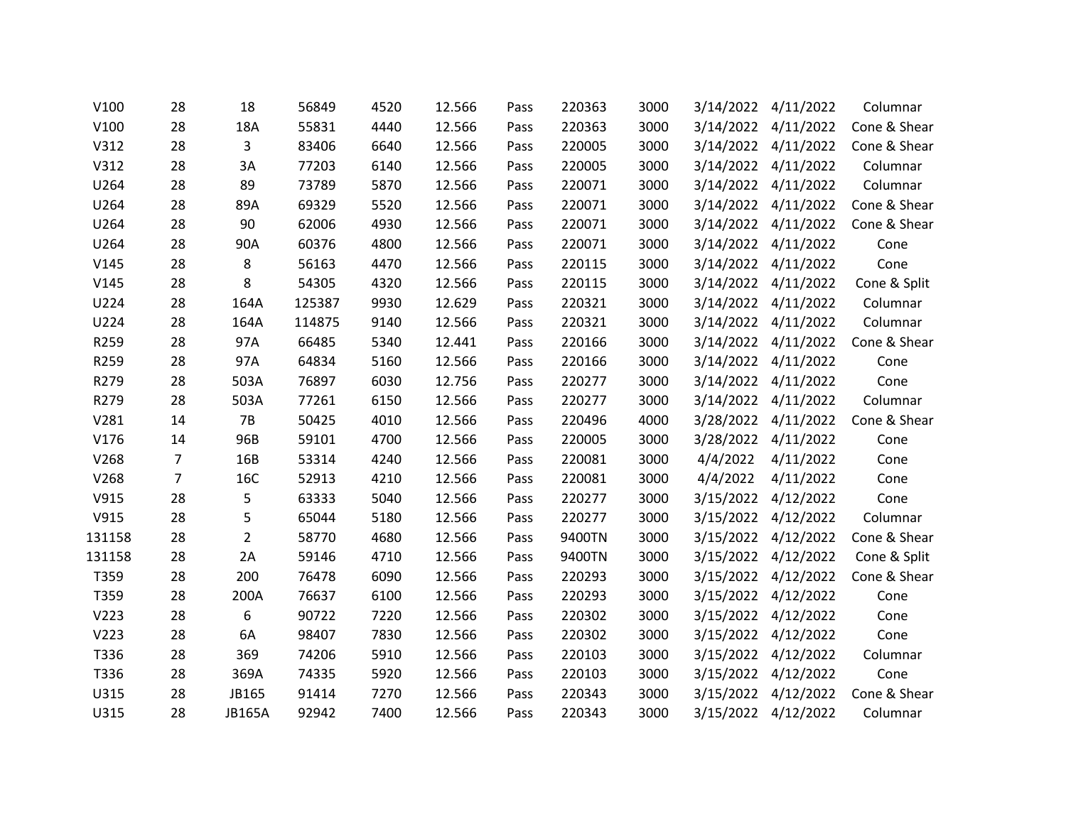| | | | | | | | | | | | |
|---|---|---|---|---|---|---|---|---|---|---|---|
| V100 | 28 | 18 | 56849 | 4520 | 12.566 | Pass | 220363 | 3000 | 3/14/2022 | 4/11/2022 | Columnar |
| V100 | 28 | 18A | 55831 | 4440 | 12.566 | Pass | 220363 | 3000 | 3/14/2022 | 4/11/2022 | Cone & Shear |
| V312 | 28 | 3 | 83406 | 6640 | 12.566 | Pass | 220005 | 3000 | 3/14/2022 | 4/11/2022 | Cone & Shear |
| V312 | 28 | 3A | 77203 | 6140 | 12.566 | Pass | 220005 | 3000 | 3/14/2022 | 4/11/2022 | Columnar |
| U264 | 28 | 89 | 73789 | 5870 | 12.566 | Pass | 220071 | 3000 | 3/14/2022 | 4/11/2022 | Columnar |
| U264 | 28 | 89A | 69329 | 5520 | 12.566 | Pass | 220071 | 3000 | 3/14/2022 | 4/11/2022 | Cone & Shear |
| U264 | 28 | 90 | 62006 | 4930 | 12.566 | Pass | 220071 | 3000 | 3/14/2022 | 4/11/2022 | Cone & Shear |
| U264 | 28 | 90A | 60376 | 4800 | 12.566 | Pass | 220071 | 3000 | 3/14/2022 | 4/11/2022 | Cone |
| V145 | 28 | 8 | 56163 | 4470 | 12.566 | Pass | 220115 | 3000 | 3/14/2022 | 4/11/2022 | Cone |
| V145 | 28 | 8 | 54305 | 4320 | 12.566 | Pass | 220115 | 3000 | 3/14/2022 | 4/11/2022 | Cone & Split |
| U224 | 28 | 164A | 125387 | 9930 | 12.629 | Pass | 220321 | 3000 | 3/14/2022 | 4/11/2022 | Columnar |
| U224 | 28 | 164A | 114875 | 9140 | 12.566 | Pass | 220321 | 3000 | 3/14/2022 | 4/11/2022 | Columnar |
| R259 | 28 | 97A | 66485 | 5340 | 12.441 | Pass | 220166 | 3000 | 3/14/2022 | 4/11/2022 | Cone & Shear |
| R259 | 28 | 97A | 64834 | 5160 | 12.566 | Pass | 220166 | 3000 | 3/14/2022 | 4/11/2022 | Cone |
| R279 | 28 | 503A | 76897 | 6030 | 12.756 | Pass | 220277 | 3000 | 3/14/2022 | 4/11/2022 | Cone |
| R279 | 28 | 503A | 77261 | 6150 | 12.566 | Pass | 220277 | 3000 | 3/14/2022 | 4/11/2022 | Columnar |
| V281 | 14 | 7B | 50425 | 4010 | 12.566 | Pass | 220496 | 4000 | 3/28/2022 | 4/11/2022 | Cone & Shear |
| V176 | 14 | 96B | 59101 | 4700 | 12.566 | Pass | 220005 | 3000 | 3/28/2022 | 4/11/2022 | Cone |
| V268 | 7 | 16B | 53314 | 4240 | 12.566 | Pass | 220081 | 3000 | 4/4/2022 | 4/11/2022 | Cone |
| V268 | 7 | 16C | 52913 | 4210 | 12.566 | Pass | 220081 | 3000 | 4/4/2022 | 4/11/2022 | Cone |
| V915 | 28 | 5 | 63333 | 5040 | 12.566 | Pass | 220277 | 3000 | 3/15/2022 | 4/12/2022 | Cone |
| V915 | 28 | 5 | 65044 | 5180 | 12.566 | Pass | 220277 | 3000 | 3/15/2022 | 4/12/2022 | Columnar |
| 131158 | 28 | 2 | 58770 | 4680 | 12.566 | Pass | 9400TN | 3000 | 3/15/2022 | 4/12/2022 | Cone & Shear |
| 131158 | 28 | 2A | 59146 | 4710 | 12.566 | Pass | 9400TN | 3000 | 3/15/2022 | 4/12/2022 | Cone & Split |
| T359 | 28 | 200 | 76478 | 6090 | 12.566 | Pass | 220293 | 3000 | 3/15/2022 | 4/12/2022 | Cone & Shear |
| T359 | 28 | 200A | 76637 | 6100 | 12.566 | Pass | 220293 | 3000 | 3/15/2022 | 4/12/2022 | Cone |
| V223 | 28 | 6 | 90722 | 7220 | 12.566 | Pass | 220302 | 3000 | 3/15/2022 | 4/12/2022 | Cone |
| V223 | 28 | 6A | 98407 | 7830 | 12.566 | Pass | 220302 | 3000 | 3/15/2022 | 4/12/2022 | Cone |
| T336 | 28 | 369 | 74206 | 5910 | 12.566 | Pass | 220103 | 3000 | 3/15/2022 | 4/12/2022 | Columnar |
| T336 | 28 | 369A | 74335 | 5920 | 12.566 | Pass | 220103 | 3000 | 3/15/2022 | 4/12/2022 | Cone |
| U315 | 28 | JB165 | 91414 | 7270 | 12.566 | Pass | 220343 | 3000 | 3/15/2022 | 4/12/2022 | Cone & Shear |
| U315 | 28 | JB165A | 92942 | 7400 | 12.566 | Pass | 220343 | 3000 | 3/15/2022 | 4/12/2022 | Columnar |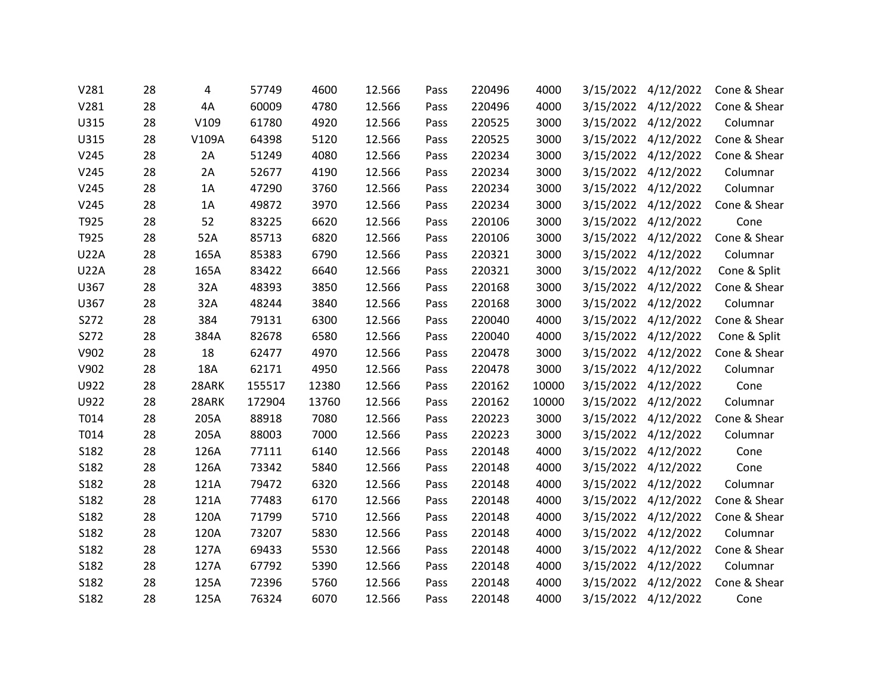| | | | | | | | | | | | |
|---|---|---|---|---|---|---|---|---|---|---|---|
| V281 | 28 | 4 | 57749 | 4600 | 12.566 | Pass | 220496 | 4000 | 3/15/2022 | 4/12/2022 | Cone & Shear |
| V281 | 28 | 4A | 60009 | 4780 | 12.566 | Pass | 220496 | 4000 | 3/15/2022 | 4/12/2022 | Cone & Shear |
| U315 | 28 | V109 | 61780 | 4920 | 12.566 | Pass | 220525 | 3000 | 3/15/2022 | 4/12/2022 | Columnar |
| U315 | 28 | V109A | 64398 | 5120 | 12.566 | Pass | 220525 | 3000 | 3/15/2022 | 4/12/2022 | Cone & Shear |
| V245 | 28 | 2A | 51249 | 4080 | 12.566 | Pass | 220234 | 3000 | 3/15/2022 | 4/12/2022 | Cone & Shear |
| V245 | 28 | 2A | 52677 | 4190 | 12.566 | Pass | 220234 | 3000 | 3/15/2022 | 4/12/2022 | Columnar |
| V245 | 28 | 1A | 47290 | 3760 | 12.566 | Pass | 220234 | 3000 | 3/15/2022 | 4/12/2022 | Columnar |
| V245 | 28 | 1A | 49872 | 3970 | 12.566 | Pass | 220234 | 3000 | 3/15/2022 | 4/12/2022 | Cone & Shear |
| T925 | 28 | 52 | 83225 | 6620 | 12.566 | Pass | 220106 | 3000 | 3/15/2022 | 4/12/2022 | Cone |
| T925 | 28 | 52A | 85713 | 6820 | 12.566 | Pass | 220106 | 3000 | 3/15/2022 | 4/12/2022 | Cone & Shear |
| U22A | 28 | 165A | 85383 | 6790 | 12.566 | Pass | 220321 | 3000 | 3/15/2022 | 4/12/2022 | Columnar |
| U22A | 28 | 165A | 83422 | 6640 | 12.566 | Pass | 220321 | 3000 | 3/15/2022 | 4/12/2022 | Cone & Split |
| U367 | 28 | 32A | 48393 | 3850 | 12.566 | Pass | 220168 | 3000 | 3/15/2022 | 4/12/2022 | Cone & Shear |
| U367 | 28 | 32A | 48244 | 3840 | 12.566 | Pass | 220168 | 3000 | 3/15/2022 | 4/12/2022 | Columnar |
| S272 | 28 | 384 | 79131 | 6300 | 12.566 | Pass | 220040 | 4000 | 3/15/2022 | 4/12/2022 | Cone & Shear |
| S272 | 28 | 384A | 82678 | 6580 | 12.566 | Pass | 220040 | 4000 | 3/15/2022 | 4/12/2022 | Cone & Split |
| V902 | 28 | 18 | 62477 | 4970 | 12.566 | Pass | 220478 | 3000 | 3/15/2022 | 4/12/2022 | Cone & Shear |
| V902 | 28 | 18A | 62171 | 4950 | 12.566 | Pass | 220478 | 3000 | 3/15/2022 | 4/12/2022 | Columnar |
| U922 | 28 | 28ARK | 155517 | 12380 | 12.566 | Pass | 220162 | 10000 | 3/15/2022 | 4/12/2022 | Cone |
| U922 | 28 | 28ARK | 172904 | 13760 | 12.566 | Pass | 220162 | 10000 | 3/15/2022 | 4/12/2022 | Columnar |
| T014 | 28 | 205A | 88918 | 7080 | 12.566 | Pass | 220223 | 3000 | 3/15/2022 | 4/12/2022 | Cone & Shear |
| T014 | 28 | 205A | 88003 | 7000 | 12.566 | Pass | 220223 | 3000 | 3/15/2022 | 4/12/2022 | Columnar |
| S182 | 28 | 126A | 77111 | 6140 | 12.566 | Pass | 220148 | 4000 | 3/15/2022 | 4/12/2022 | Cone |
| S182 | 28 | 126A | 73342 | 5840 | 12.566 | Pass | 220148 | 4000 | 3/15/2022 | 4/12/2022 | Cone |
| S182 | 28 | 121A | 79472 | 6320 | 12.566 | Pass | 220148 | 4000 | 3/15/2022 | 4/12/2022 | Columnar |
| S182 | 28 | 121A | 77483 | 6170 | 12.566 | Pass | 220148 | 4000 | 3/15/2022 | 4/12/2022 | Cone & Shear |
| S182 | 28 | 120A | 71799 | 5710 | 12.566 | Pass | 220148 | 4000 | 3/15/2022 | 4/12/2022 | Cone & Shear |
| S182 | 28 | 120A | 73207 | 5830 | 12.566 | Pass | 220148 | 4000 | 3/15/2022 | 4/12/2022 | Columnar |
| S182 | 28 | 127A | 69433 | 5530 | 12.566 | Pass | 220148 | 4000 | 3/15/2022 | 4/12/2022 | Cone & Shear |
| S182 | 28 | 127A | 67792 | 5390 | 12.566 | Pass | 220148 | 4000 | 3/15/2022 | 4/12/2022 | Columnar |
| S182 | 28 | 125A | 72396 | 5760 | 12.566 | Pass | 220148 | 4000 | 3/15/2022 | 4/12/2022 | Cone & Shear |
| S182 | 28 | 125A | 76324 | 6070 | 12.566 | Pass | 220148 | 4000 | 3/15/2022 | 4/12/2022 | Cone |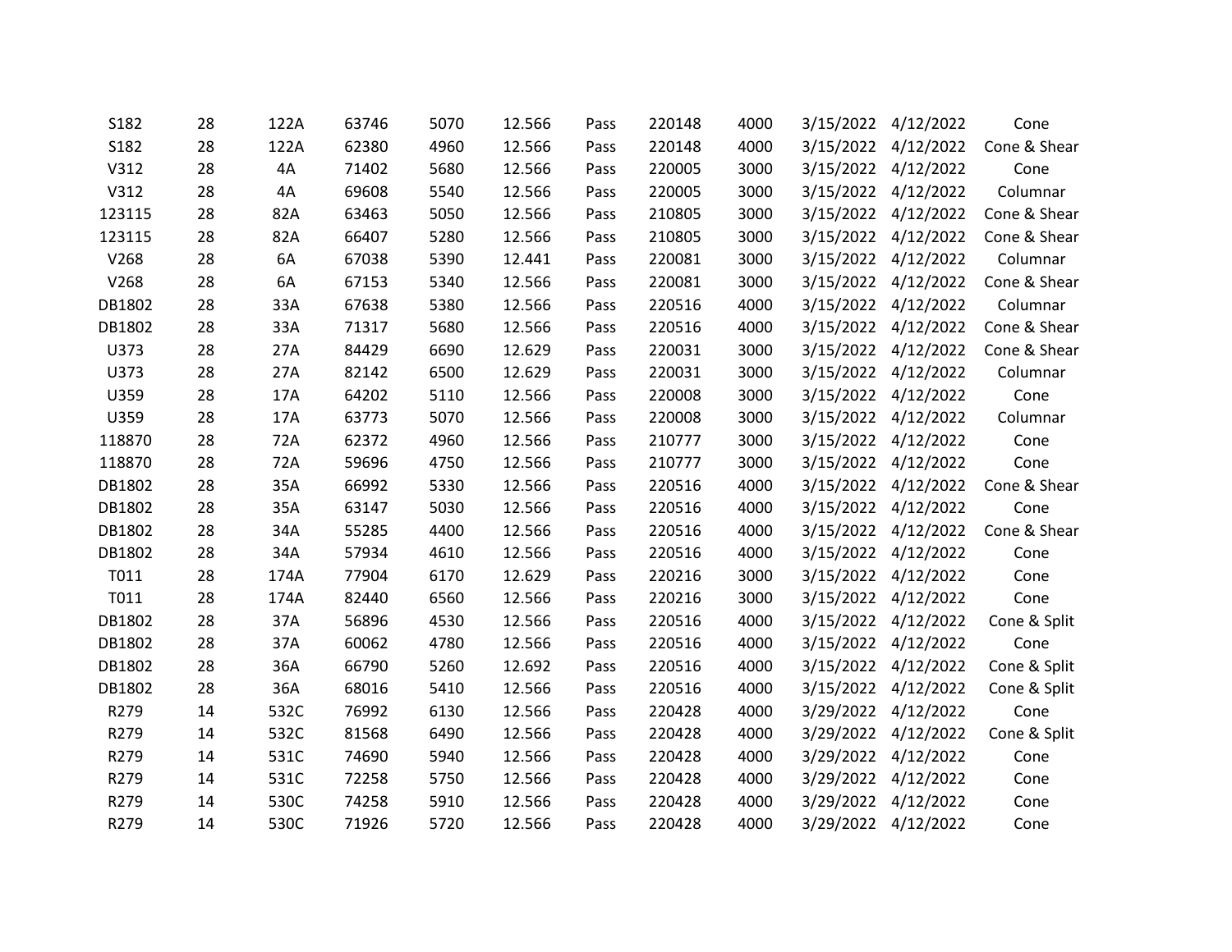| | | | | | | | | | | | |
|---|---|---|---|---|---|---|---|---|---|---|---|
| S182 | 28 | 122A | 63746 | 5070 | 12.566 | Pass | 220148 | 4000 | 3/15/2022 | 4/12/2022 | Cone |
| S182 | 28 | 122A | 62380 | 4960 | 12.566 | Pass | 220148 | 4000 | 3/15/2022 | 4/12/2022 | Cone & Shear |
| V312 | 28 | 4A | 71402 | 5680 | 12.566 | Pass | 220005 | 3000 | 3/15/2022 | 4/12/2022 | Cone |
| V312 | 28 | 4A | 69608 | 5540 | 12.566 | Pass | 220005 | 3000 | 3/15/2022 | 4/12/2022 | Columnar |
| 123115 | 28 | 82A | 63463 | 5050 | 12.566 | Pass | 210805 | 3000 | 3/15/2022 | 4/12/2022 | Cone & Shear |
| 123115 | 28 | 82A | 66407 | 5280 | 12.566 | Pass | 210805 | 3000 | 3/15/2022 | 4/12/2022 | Cone & Shear |
| V268 | 28 | 6A | 67038 | 5390 | 12.441 | Pass | 220081 | 3000 | 3/15/2022 | 4/12/2022 | Columnar |
| V268 | 28 | 6A | 67153 | 5340 | 12.566 | Pass | 220081 | 3000 | 3/15/2022 | 4/12/2022 | Cone & Shear |
| DB1802 | 28 | 33A | 67638 | 5380 | 12.566 | Pass | 220516 | 4000 | 3/15/2022 | 4/12/2022 | Columnar |
| DB1802 | 28 | 33A | 71317 | 5680 | 12.566 | Pass | 220516 | 4000 | 3/15/2022 | 4/12/2022 | Cone & Shear |
| U373 | 28 | 27A | 84429 | 6690 | 12.629 | Pass | 220031 | 3000 | 3/15/2022 | 4/12/2022 | Cone & Shear |
| U373 | 28 | 27A | 82142 | 6500 | 12.629 | Pass | 220031 | 3000 | 3/15/2022 | 4/12/2022 | Columnar |
| U359 | 28 | 17A | 64202 | 5110 | 12.566 | Pass | 220008 | 3000 | 3/15/2022 | 4/12/2022 | Cone |
| U359 | 28 | 17A | 63773 | 5070 | 12.566 | Pass | 220008 | 3000 | 3/15/2022 | 4/12/2022 | Columnar |
| 118870 | 28 | 72A | 62372 | 4960 | 12.566 | Pass | 210777 | 3000 | 3/15/2022 | 4/12/2022 | Cone |
| 118870 | 28 | 72A | 59696 | 4750 | 12.566 | Pass | 210777 | 3000 | 3/15/2022 | 4/12/2022 | Cone |
| DB1802 | 28 | 35A | 66992 | 5330 | 12.566 | Pass | 220516 | 4000 | 3/15/2022 | 4/12/2022 | Cone & Shear |
| DB1802 | 28 | 35A | 63147 | 5030 | 12.566 | Pass | 220516 | 4000 | 3/15/2022 | 4/12/2022 | Cone |
| DB1802 | 28 | 34A | 55285 | 4400 | 12.566 | Pass | 220516 | 4000 | 3/15/2022 | 4/12/2022 | Cone & Shear |
| DB1802 | 28 | 34A | 57934 | 4610 | 12.566 | Pass | 220516 | 4000 | 3/15/2022 | 4/12/2022 | Cone |
| T011 | 28 | 174A | 77904 | 6170 | 12.629 | Pass | 220216 | 3000 | 3/15/2022 | 4/12/2022 | Cone |
| T011 | 28 | 174A | 82440 | 6560 | 12.566 | Pass | 220216 | 3000 | 3/15/2022 | 4/12/2022 | Cone |
| DB1802 | 28 | 37A | 56896 | 4530 | 12.566 | Pass | 220516 | 4000 | 3/15/2022 | 4/12/2022 | Cone & Split |
| DB1802 | 28 | 37A | 60062 | 4780 | 12.566 | Pass | 220516 | 4000 | 3/15/2022 | 4/12/2022 | Cone |
| DB1802 | 28 | 36A | 66790 | 5260 | 12.692 | Pass | 220516 | 4000 | 3/15/2022 | 4/12/2022 | Cone & Split |
| DB1802 | 28 | 36A | 68016 | 5410 | 12.566 | Pass | 220516 | 4000 | 3/15/2022 | 4/12/2022 | Cone & Split |
| R279 | 14 | 532C | 76992 | 6130 | 12.566 | Pass | 220428 | 4000 | 3/29/2022 | 4/12/2022 | Cone |
| R279 | 14 | 532C | 81568 | 6490 | 12.566 | Pass | 220428 | 4000 | 3/29/2022 | 4/12/2022 | Cone & Split |
| R279 | 14 | 531C | 74690 | 5940 | 12.566 | Pass | 220428 | 4000 | 3/29/2022 | 4/12/2022 | Cone |
| R279 | 14 | 531C | 72258 | 5750 | 12.566 | Pass | 220428 | 4000 | 3/29/2022 | 4/12/2022 | Cone |
| R279 | 14 | 530C | 74258 | 5910 | 12.566 | Pass | 220428 | 4000 | 3/29/2022 | 4/12/2022 | Cone |
| R279 | 14 | 530C | 71926 | 5720 | 12.566 | Pass | 220428 | 4000 | 3/29/2022 | 4/12/2022 | Cone |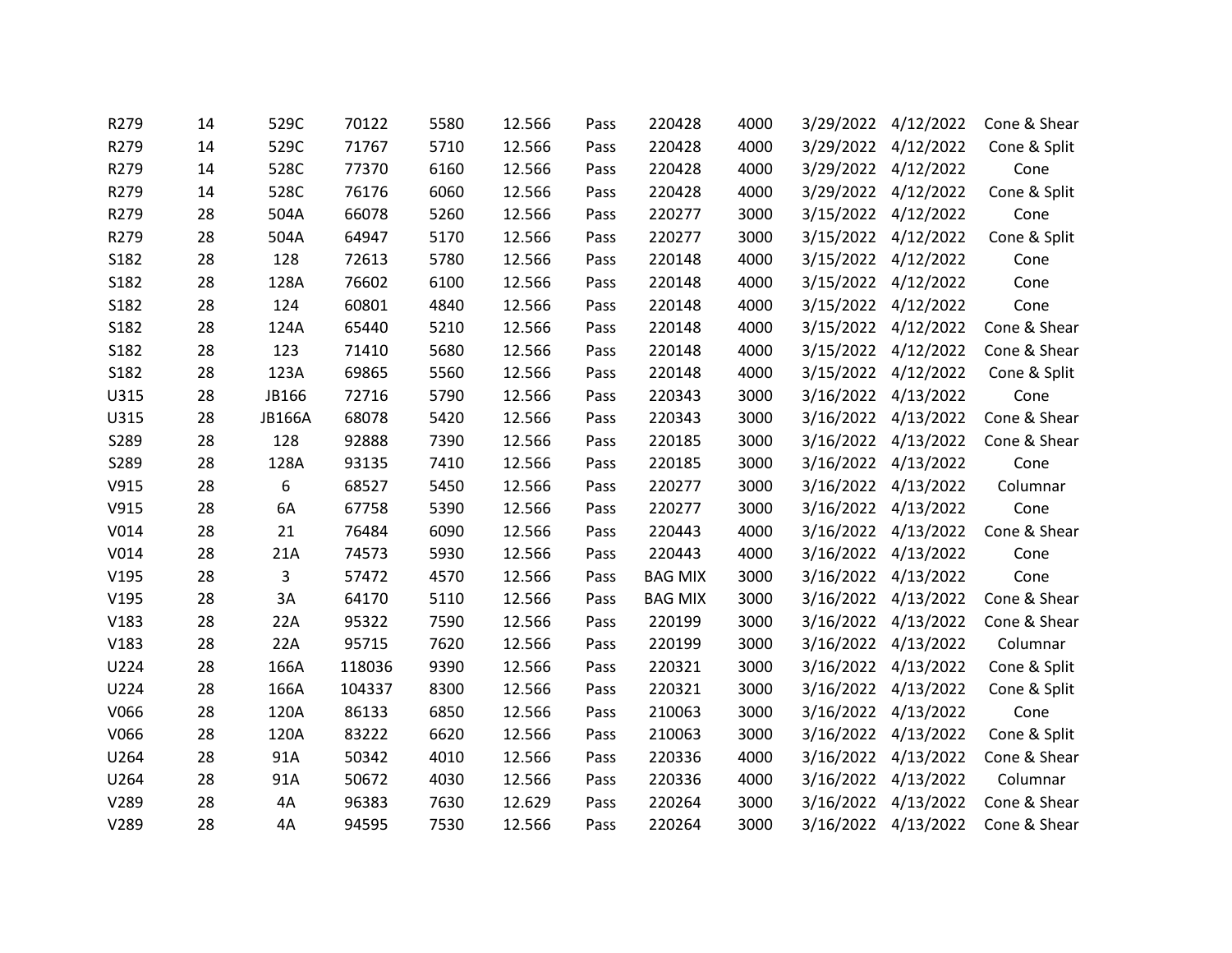| | | | | | | | | | | | |
|---|---|---|---|---|---|---|---|---|---|---|---|
| R279 | 14 | 529C | 70122 | 5580 | 12.566 | Pass | 220428 | 4000 | 3/29/2022 | 4/12/2022 | Cone & Shear |
| R279 | 14 | 529C | 71767 | 5710 | 12.566 | Pass | 220428 | 4000 | 3/29/2022 | 4/12/2022 | Cone & Split |
| R279 | 14 | 528C | 77370 | 6160 | 12.566 | Pass | 220428 | 4000 | 3/29/2022 | 4/12/2022 | Cone |
| R279 | 14 | 528C | 76176 | 6060 | 12.566 | Pass | 220428 | 4000 | 3/29/2022 | 4/12/2022 | Cone & Split |
| R279 | 28 | 504A | 66078 | 5260 | 12.566 | Pass | 220277 | 3000 | 3/15/2022 | 4/12/2022 | Cone |
| R279 | 28 | 504A | 64947 | 5170 | 12.566 | Pass | 220277 | 3000 | 3/15/2022 | 4/12/2022 | Cone & Split |
| S182 | 28 | 128 | 72613 | 5780 | 12.566 | Pass | 220148 | 4000 | 3/15/2022 | 4/12/2022 | Cone |
| S182 | 28 | 128A | 76602 | 6100 | 12.566 | Pass | 220148 | 4000 | 3/15/2022 | 4/12/2022 | Cone |
| S182 | 28 | 124 | 60801 | 4840 | 12.566 | Pass | 220148 | 4000 | 3/15/2022 | 4/12/2022 | Cone |
| S182 | 28 | 124A | 65440 | 5210 | 12.566 | Pass | 220148 | 4000 | 3/15/2022 | 4/12/2022 | Cone & Shear |
| S182 | 28 | 123 | 71410 | 5680 | 12.566 | Pass | 220148 | 4000 | 3/15/2022 | 4/12/2022 | Cone & Shear |
| S182 | 28 | 123A | 69865 | 5560 | 12.566 | Pass | 220148 | 4000 | 3/15/2022 | 4/12/2022 | Cone & Split |
| U315 | 28 | JB166 | 72716 | 5790 | 12.566 | Pass | 220343 | 3000 | 3/16/2022 | 4/13/2022 | Cone |
| U315 | 28 | JB166A | 68078 | 5420 | 12.566 | Pass | 220343 | 3000 | 3/16/2022 | 4/13/2022 | Cone & Shear |
| S289 | 28 | 128 | 92888 | 7390 | 12.566 | Pass | 220185 | 3000 | 3/16/2022 | 4/13/2022 | Cone & Shear |
| S289 | 28 | 128A | 93135 | 7410 | 12.566 | Pass | 220185 | 3000 | 3/16/2022 | 4/13/2022 | Cone |
| V915 | 28 | 6 | 68527 | 5450 | 12.566 | Pass | 220277 | 3000 | 3/16/2022 | 4/13/2022 | Columnar |
| V915 | 28 | 6A | 67758 | 5390 | 12.566 | Pass | 220277 | 3000 | 3/16/2022 | 4/13/2022 | Cone |
| V014 | 28 | 21 | 76484 | 6090 | 12.566 | Pass | 220443 | 4000 | 3/16/2022 | 4/13/2022 | Cone & Shear |
| V014 | 28 | 21A | 74573 | 5930 | 12.566 | Pass | 220443 | 4000 | 3/16/2022 | 4/13/2022 | Cone |
| V195 | 28 | 3 | 57472 | 4570 | 12.566 | Pass | BAG MIX | 3000 | 3/16/2022 | 4/13/2022 | Cone |
| V195 | 28 | 3A | 64170 | 5110 | 12.566 | Pass | BAG MIX | 3000 | 3/16/2022 | 4/13/2022 | Cone & Shear |
| V183 | 28 | 22A | 95322 | 7590 | 12.566 | Pass | 220199 | 3000 | 3/16/2022 | 4/13/2022 | Cone & Shear |
| V183 | 28 | 22A | 95715 | 7620 | 12.566 | Pass | 220199 | 3000 | 3/16/2022 | 4/13/2022 | Columnar |
| U224 | 28 | 166A | 118036 | 9390 | 12.566 | Pass | 220321 | 3000 | 3/16/2022 | 4/13/2022 | Cone & Split |
| U224 | 28 | 166A | 104337 | 8300 | 12.566 | Pass | 220321 | 3000 | 3/16/2022 | 4/13/2022 | Cone & Split |
| V066 | 28 | 120A | 86133 | 6850 | 12.566 | Pass | 210063 | 3000 | 3/16/2022 | 4/13/2022 | Cone |
| V066 | 28 | 120A | 83222 | 6620 | 12.566 | Pass | 210063 | 3000 | 3/16/2022 | 4/13/2022 | Cone & Split |
| U264 | 28 | 91A | 50342 | 4010 | 12.566 | Pass | 220336 | 4000 | 3/16/2022 | 4/13/2022 | Cone & Shear |
| U264 | 28 | 91A | 50672 | 4030 | 12.566 | Pass | 220336 | 4000 | 3/16/2022 | 4/13/2022 | Columnar |
| V289 | 28 | 4A | 96383 | 7630 | 12.629 | Pass | 220264 | 3000 | 3/16/2022 | 4/13/2022 | Cone & Shear |
| V289 | 28 | 4A | 94595 | 7530 | 12.566 | Pass | 220264 | 3000 | 3/16/2022 | 4/13/2022 | Cone & Shear |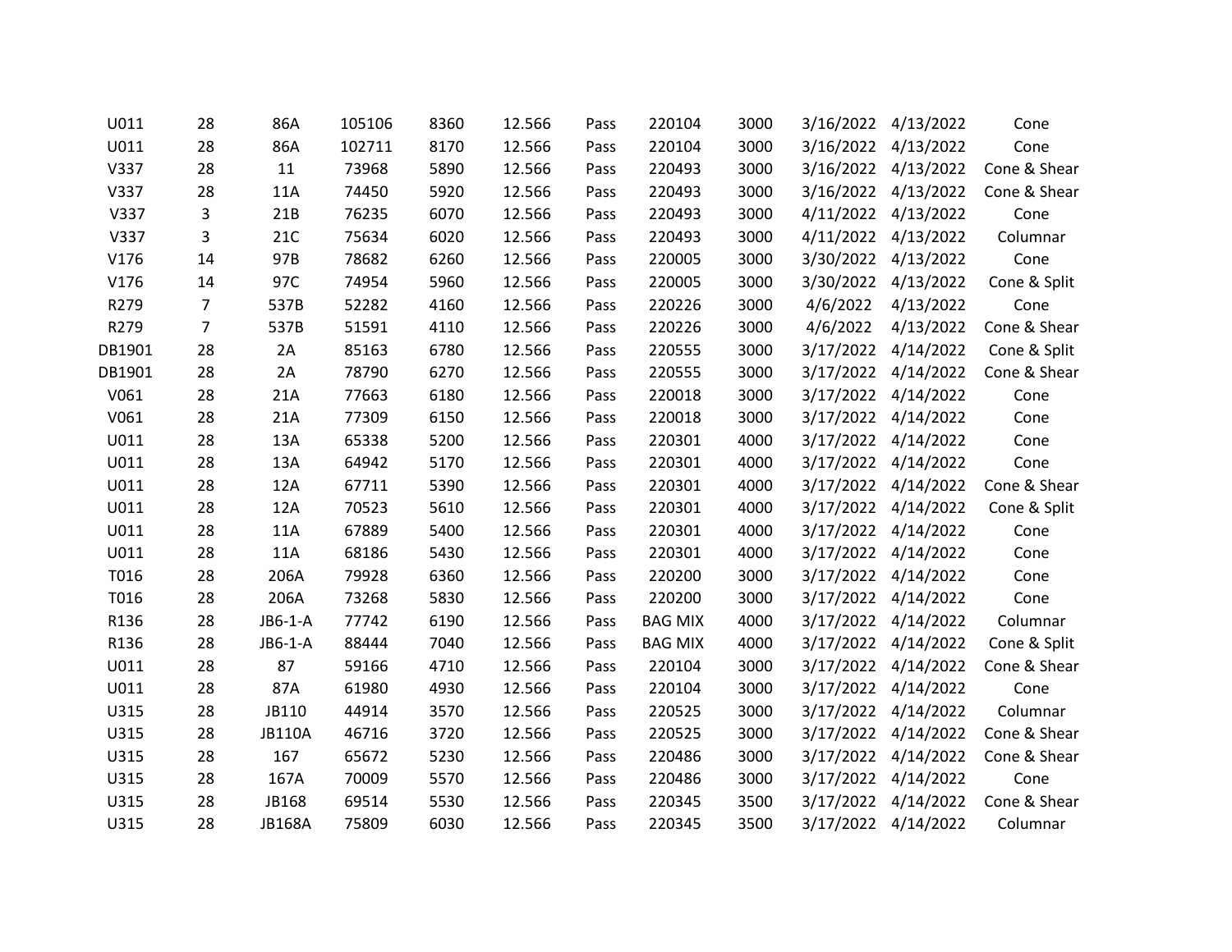| | | | | | | | | | | | |
|---|---|---|---|---|---|---|---|---|---|---|---|
| U011 | 28 | 86A | 105106 | 8360 | 12.566 | Pass | 220104 | 3000 | 3/16/2022 | 4/13/2022 | Cone |
| U011 | 28 | 86A | 102711 | 8170 | 12.566 | Pass | 220104 | 3000 | 3/16/2022 | 4/13/2022 | Cone |
| V337 | 28 | 11 | 73968 | 5890 | 12.566 | Pass | 220493 | 3000 | 3/16/2022 | 4/13/2022 | Cone & Shear |
| V337 | 28 | 11A | 74450 | 5920 | 12.566 | Pass | 220493 | 3000 | 3/16/2022 | 4/13/2022 | Cone & Shear |
| V337 | 3 | 21B | 76235 | 6070 | 12.566 | Pass | 220493 | 3000 | 4/11/2022 | 4/13/2022 | Cone |
| V337 | 3 | 21C | 75634 | 6020 | 12.566 | Pass | 220493 | 3000 | 4/11/2022 | 4/13/2022 | Columnar |
| V176 | 14 | 97B | 78682 | 6260 | 12.566 | Pass | 220005 | 3000 | 3/30/2022 | 4/13/2022 | Cone |
| V176 | 14 | 97C | 74954 | 5960 | 12.566 | Pass | 220005 | 3000 | 3/30/2022 | 4/13/2022 | Cone & Split |
| R279 | 7 | 537B | 52282 | 4160 | 12.566 | Pass | 220226 | 3000 | 4/6/2022 | 4/13/2022 | Cone |
| R279 | 7 | 537B | 51591 | 4110 | 12.566 | Pass | 220226 | 3000 | 4/6/2022 | 4/13/2022 | Cone & Shear |
| DB1901 | 28 | 2A | 85163 | 6780 | 12.566 | Pass | 220555 | 3000 | 3/17/2022 | 4/14/2022 | Cone & Split |
| DB1901 | 28 | 2A | 78790 | 6270 | 12.566 | Pass | 220555 | 3000 | 3/17/2022 | 4/14/2022 | Cone & Shear |
| V061 | 28 | 21A | 77663 | 6180 | 12.566 | Pass | 220018 | 3000 | 3/17/2022 | 4/14/2022 | Cone |
| V061 | 28 | 21A | 77309 | 6150 | 12.566 | Pass | 220018 | 3000 | 3/17/2022 | 4/14/2022 | Cone |
| U011 | 28 | 13A | 65338 | 5200 | 12.566 | Pass | 220301 | 4000 | 3/17/2022 | 4/14/2022 | Cone |
| U011 | 28 | 13A | 64942 | 5170 | 12.566 | Pass | 220301 | 4000 | 3/17/2022 | 4/14/2022 | Cone |
| U011 | 28 | 12A | 67711 | 5390 | 12.566 | Pass | 220301 | 4000 | 3/17/2022 | 4/14/2022 | Cone & Shear |
| U011 | 28 | 12A | 70523 | 5610 | 12.566 | Pass | 220301 | 4000 | 3/17/2022 | 4/14/2022 | Cone & Split |
| U011 | 28 | 11A | 67889 | 5400 | 12.566 | Pass | 220301 | 4000 | 3/17/2022 | 4/14/2022 | Cone |
| U011 | 28 | 11A | 68186 | 5430 | 12.566 | Pass | 220301 | 4000 | 3/17/2022 | 4/14/2022 | Cone |
| T016 | 28 | 206A | 79928 | 6360 | 12.566 | Pass | 220200 | 3000 | 3/17/2022 | 4/14/2022 | Cone |
| T016 | 28 | 206A | 73268 | 5830 | 12.566 | Pass | 220200 | 3000 | 3/17/2022 | 4/14/2022 | Cone |
| R136 | 28 | JB6-1-A | 77742 | 6190 | 12.566 | Pass | BAG MIX | 4000 | 3/17/2022 | 4/14/2022 | Columnar |
| R136 | 28 | JB6-1-A | 88444 | 7040 | 12.566 | Pass | BAG MIX | 4000 | 3/17/2022 | 4/14/2022 | Cone & Split |
| U011 | 28 | 87 | 59166 | 4710 | 12.566 | Pass | 220104 | 3000 | 3/17/2022 | 4/14/2022 | Cone & Shear |
| U011 | 28 | 87A | 61980 | 4930 | 12.566 | Pass | 220104 | 3000 | 3/17/2022 | 4/14/2022 | Cone |
| U315 | 28 | JB110 | 44914 | 3570 | 12.566 | Pass | 220525 | 3000 | 3/17/2022 | 4/14/2022 | Columnar |
| U315 | 28 | JB110A | 46716 | 3720 | 12.566 | Pass | 220525 | 3000 | 3/17/2022 | 4/14/2022 | Cone & Shear |
| U315 | 28 | 167 | 65672 | 5230 | 12.566 | Pass | 220486 | 3000 | 3/17/2022 | 4/14/2022 | Cone & Shear |
| U315 | 28 | 167A | 70009 | 5570 | 12.566 | Pass | 220486 | 3000 | 3/17/2022 | 4/14/2022 | Cone |
| U315 | 28 | JB168 | 69514 | 5530 | 12.566 | Pass | 220345 | 3500 | 3/17/2022 | 4/14/2022 | Cone & Shear |
| U315 | 28 | JB168A | 75809 | 6030 | 12.566 | Pass | 220345 | 3500 | 3/17/2022 | 4/14/2022 | Columnar |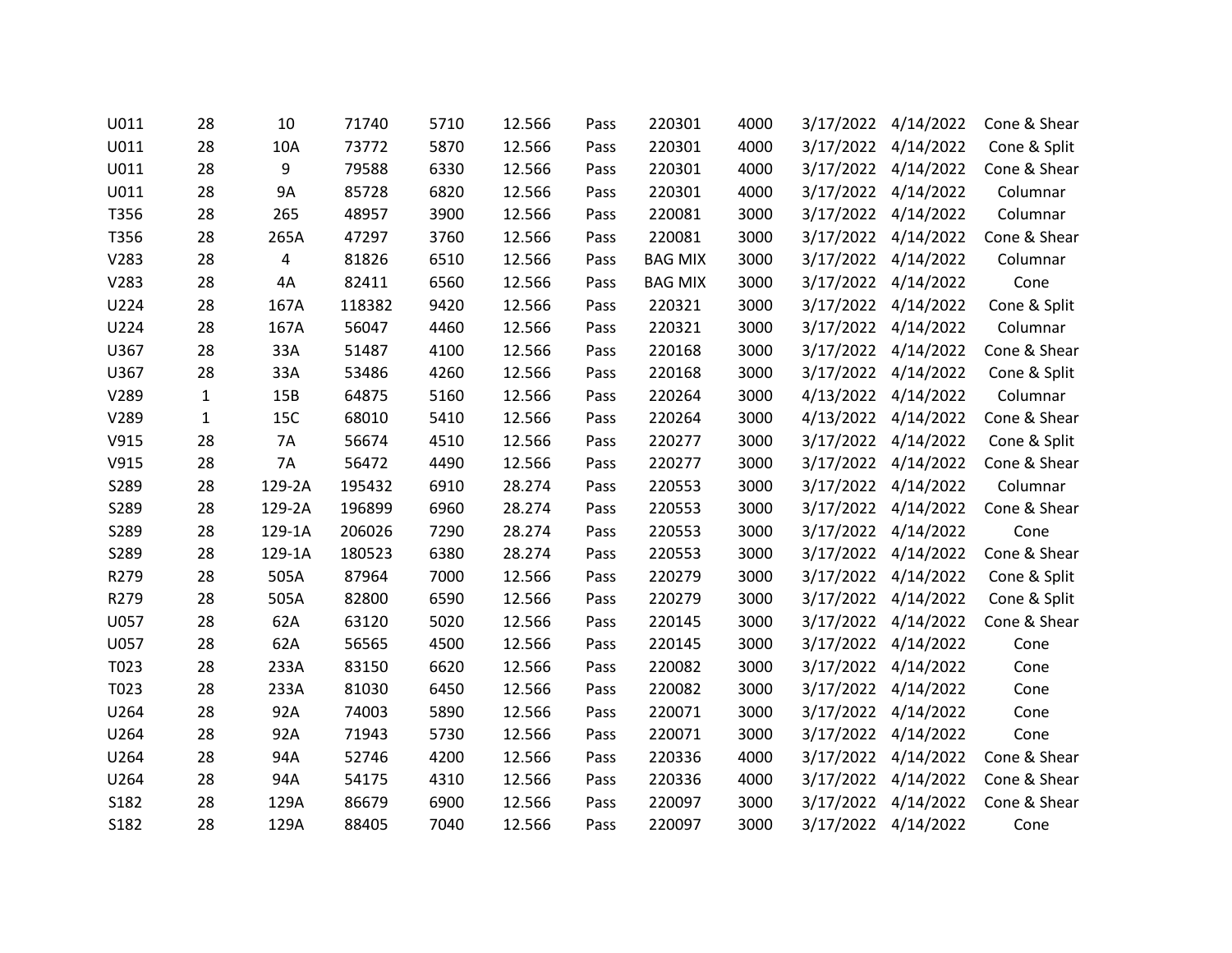| | | | | | | | | | | | |
|---|---|---|---|---|---|---|---|---|---|---|---|
| U011 | 28 | 10 | 71740 | 5710 | 12.566 | Pass | 220301 | 4000 | 3/17/2022 | 4/14/2022 | Cone & Shear |
| U011 | 28 | 10A | 73772 | 5870 | 12.566 | Pass | 220301 | 4000 | 3/17/2022 | 4/14/2022 | Cone & Split |
| U011 | 28 | 9 | 79588 | 6330 | 12.566 | Pass | 220301 | 4000 | 3/17/2022 | 4/14/2022 | Cone & Shear |
| U011 | 28 | 9A | 85728 | 6820 | 12.566 | Pass | 220301 | 4000 | 3/17/2022 | 4/14/2022 | Columnar |
| T356 | 28 | 265 | 48957 | 3900 | 12.566 | Pass | 220081 | 3000 | 3/17/2022 | 4/14/2022 | Columnar |
| T356 | 28 | 265A | 47297 | 3760 | 12.566 | Pass | 220081 | 3000 | 3/17/2022 | 4/14/2022 | Cone & Shear |
| V283 | 28 | 4 | 81826 | 6510 | 12.566 | Pass | BAG MIX | 3000 | 3/17/2022 | 4/14/2022 | Columnar |
| V283 | 28 | 4A | 82411 | 6560 | 12.566 | Pass | BAG MIX | 3000 | 3/17/2022 | 4/14/2022 | Cone |
| U224 | 28 | 167A | 118382 | 9420 | 12.566 | Pass | 220321 | 3000 | 3/17/2022 | 4/14/2022 | Cone & Split |
| U224 | 28 | 167A | 56047 | 4460 | 12.566 | Pass | 220321 | 3000 | 3/17/2022 | 4/14/2022 | Columnar |
| U367 | 28 | 33A | 51487 | 4100 | 12.566 | Pass | 220168 | 3000 | 3/17/2022 | 4/14/2022 | Cone & Shear |
| U367 | 28 | 33A | 53486 | 4260 | 12.566 | Pass | 220168 | 3000 | 3/17/2022 | 4/14/2022 | Cone & Split |
| V289 | 1 | 15B | 64875 | 5160 | 12.566 | Pass | 220264 | 3000 | 4/13/2022 | 4/14/2022 | Columnar |
| V289 | 1 | 15C | 68010 | 5410 | 12.566 | Pass | 220264 | 3000 | 4/13/2022 | 4/14/2022 | Cone & Shear |
| V915 | 28 | 7A | 56674 | 4510 | 12.566 | Pass | 220277 | 3000 | 3/17/2022 | 4/14/2022 | Cone & Split |
| V915 | 28 | 7A | 56472 | 4490 | 12.566 | Pass | 220277 | 3000 | 3/17/2022 | 4/14/2022 | Cone & Shear |
| S289 | 28 | 129-2A | 195432 | 6910 | 28.274 | Pass | 220553 | 3000 | 3/17/2022 | 4/14/2022 | Columnar |
| S289 | 28 | 129-2A | 196899 | 6960 | 28.274 | Pass | 220553 | 3000 | 3/17/2022 | 4/14/2022 | Cone & Shear |
| S289 | 28 | 129-1A | 206026 | 7290 | 28.274 | Pass | 220553 | 3000 | 3/17/2022 | 4/14/2022 | Cone |
| S289 | 28 | 129-1A | 180523 | 6380 | 28.274 | Pass | 220553 | 3000 | 3/17/2022 | 4/14/2022 | Cone & Shear |
| R279 | 28 | 505A | 87964 | 7000 | 12.566 | Pass | 220279 | 3000 | 3/17/2022 | 4/14/2022 | Cone & Split |
| R279 | 28 | 505A | 82800 | 6590 | 12.566 | Pass | 220279 | 3000 | 3/17/2022 | 4/14/2022 | Cone & Split |
| U057 | 28 | 62A | 63120 | 5020 | 12.566 | Pass | 220145 | 3000 | 3/17/2022 | 4/14/2022 | Cone & Shear |
| U057 | 28 | 62A | 56565 | 4500 | 12.566 | Pass | 220145 | 3000 | 3/17/2022 | 4/14/2022 | Cone |
| T023 | 28 | 233A | 83150 | 6620 | 12.566 | Pass | 220082 | 3000 | 3/17/2022 | 4/14/2022 | Cone |
| T023 | 28 | 233A | 81030 | 6450 | 12.566 | Pass | 220082 | 3000 | 3/17/2022 | 4/14/2022 | Cone |
| U264 | 28 | 92A | 74003 | 5890 | 12.566 | Pass | 220071 | 3000 | 3/17/2022 | 4/14/2022 | Cone |
| U264 | 28 | 92A | 71943 | 5730 | 12.566 | Pass | 220071 | 3000 | 3/17/2022 | 4/14/2022 | Cone |
| U264 | 28 | 94A | 52746 | 4200 | 12.566 | Pass | 220336 | 4000 | 3/17/2022 | 4/14/2022 | Cone & Shear |
| U264 | 28 | 94A | 54175 | 4310 | 12.566 | Pass | 220336 | 4000 | 3/17/2022 | 4/14/2022 | Cone & Shear |
| S182 | 28 | 129A | 86679 | 6900 | 12.566 | Pass | 220097 | 3000 | 3/17/2022 | 4/14/2022 | Cone & Shear |
| S182 | 28 | 129A | 88405 | 7040 | 12.566 | Pass | 220097 | 3000 | 3/17/2022 | 4/14/2022 | Cone |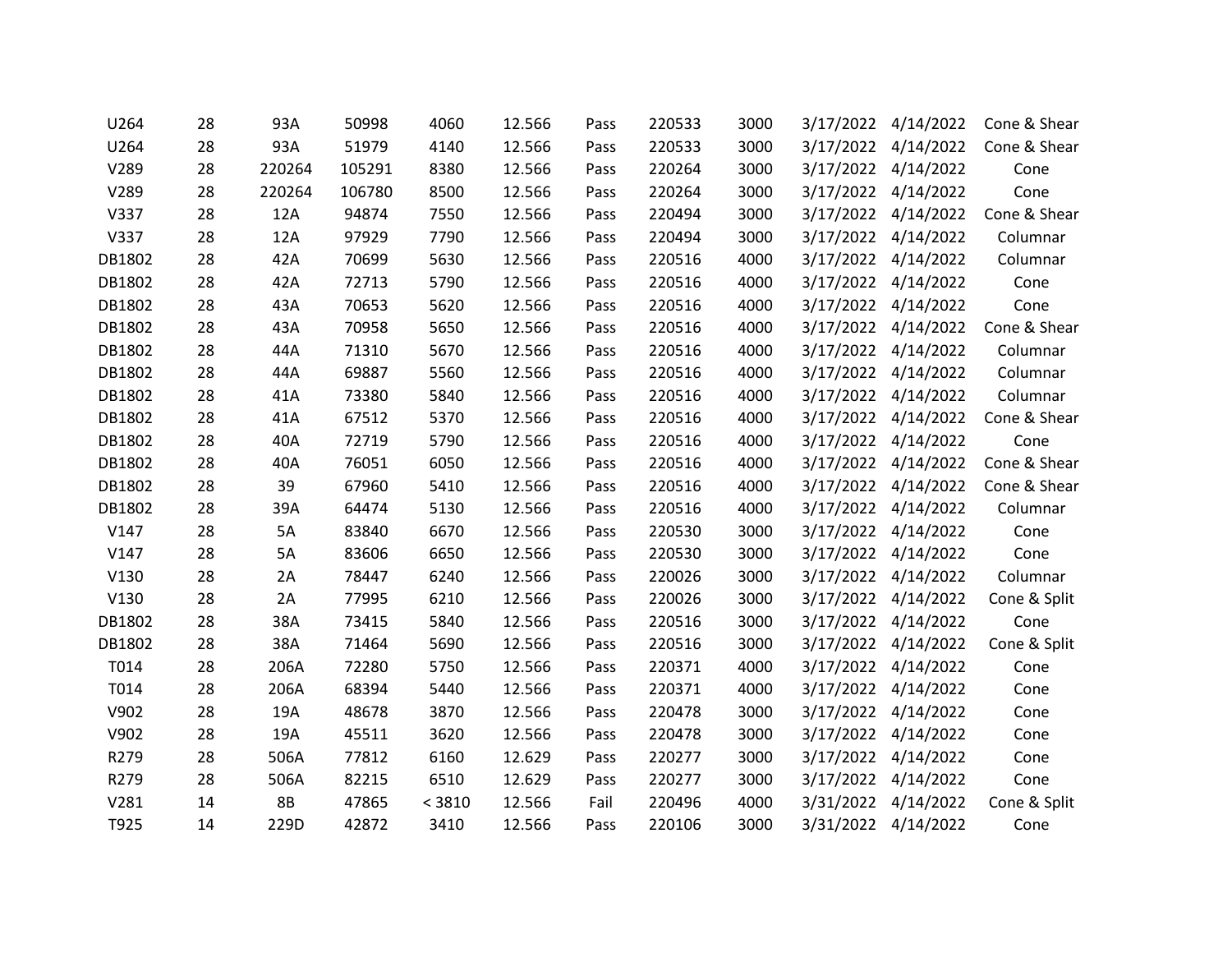| | | | | | | | | | | | |
|---|---|---|---|---|---|---|---|---|---|---|---|
| U264 | 28 | 93A | 50998 | 4060 | 12.566 | Pass | 220533 | 3000 | 3/17/2022 | 4/14/2022 | Cone & Shear |
| U264 | 28 | 93A | 51979 | 4140 | 12.566 | Pass | 220533 | 3000 | 3/17/2022 | 4/14/2022 | Cone & Shear |
| V289 | 28 | 220264 | 105291 | 8380 | 12.566 | Pass | 220264 | 3000 | 3/17/2022 | 4/14/2022 | Cone |
| V289 | 28 | 220264 | 106780 | 8500 | 12.566 | Pass | 220264 | 3000 | 3/17/2022 | 4/14/2022 | Cone |
| V337 | 28 | 12A | 94874 | 7550 | 12.566 | Pass | 220494 | 3000 | 3/17/2022 | 4/14/2022 | Cone & Shear |
| V337 | 28 | 12A | 97929 | 7790 | 12.566 | Pass | 220494 | 3000 | 3/17/2022 | 4/14/2022 | Columnar |
| DB1802 | 28 | 42A | 70699 | 5630 | 12.566 | Pass | 220516 | 4000 | 3/17/2022 | 4/14/2022 | Columnar |
| DB1802 | 28 | 42A | 72713 | 5790 | 12.566 | Pass | 220516 | 4000 | 3/17/2022 | 4/14/2022 | Cone |
| DB1802 | 28 | 43A | 70653 | 5620 | 12.566 | Pass | 220516 | 4000 | 3/17/2022 | 4/14/2022 | Cone |
| DB1802 | 28 | 43A | 70958 | 5650 | 12.566 | Pass | 220516 | 4000 | 3/17/2022 | 4/14/2022 | Cone & Shear |
| DB1802 | 28 | 44A | 71310 | 5670 | 12.566 | Pass | 220516 | 4000 | 3/17/2022 | 4/14/2022 | Columnar |
| DB1802 | 28 | 44A | 69887 | 5560 | 12.566 | Pass | 220516 | 4000 | 3/17/2022 | 4/14/2022 | Columnar |
| DB1802 | 28 | 41A | 73380 | 5840 | 12.566 | Pass | 220516 | 4000 | 3/17/2022 | 4/14/2022 | Columnar |
| DB1802 | 28 | 41A | 67512 | 5370 | 12.566 | Pass | 220516 | 4000 | 3/17/2022 | 4/14/2022 | Cone & Shear |
| DB1802 | 28 | 40A | 72719 | 5790 | 12.566 | Pass | 220516 | 4000 | 3/17/2022 | 4/14/2022 | Cone |
| DB1802 | 28 | 40A | 76051 | 6050 | 12.566 | Pass | 220516 | 4000 | 3/17/2022 | 4/14/2022 | Cone & Shear |
| DB1802 | 28 | 39 | 67960 | 5410 | 12.566 | Pass | 220516 | 4000 | 3/17/2022 | 4/14/2022 | Cone & Shear |
| DB1802 | 28 | 39A | 64474 | 5130 | 12.566 | Pass | 220516 | 4000 | 3/17/2022 | 4/14/2022 | Columnar |
| V147 | 28 | 5A | 83840 | 6670 | 12.566 | Pass | 220530 | 3000 | 3/17/2022 | 4/14/2022 | Cone |
| V147 | 28 | 5A | 83606 | 6650 | 12.566 | Pass | 220530 | 3000 | 3/17/2022 | 4/14/2022 | Cone |
| V130 | 28 | 2A | 78447 | 6240 | 12.566 | Pass | 220026 | 3000 | 3/17/2022 | 4/14/2022 | Columnar |
| V130 | 28 | 2A | 77995 | 6210 | 12.566 | Pass | 220026 | 3000 | 3/17/2022 | 4/14/2022 | Cone & Split |
| DB1802 | 28 | 38A | 73415 | 5840 | 12.566 | Pass | 220516 | 3000 | 3/17/2022 | 4/14/2022 | Cone |
| DB1802 | 28 | 38A | 71464 | 5690 | 12.566 | Pass | 220516 | 3000 | 3/17/2022 | 4/14/2022 | Cone & Split |
| T014 | 28 | 206A | 72280 | 5750 | 12.566 | Pass | 220371 | 4000 | 3/17/2022 | 4/14/2022 | Cone |
| T014 | 28 | 206A | 68394 | 5440 | 12.566 | Pass | 220371 | 4000 | 3/17/2022 | 4/14/2022 | Cone |
| V902 | 28 | 19A | 48678 | 3870 | 12.566 | Pass | 220478 | 3000 | 3/17/2022 | 4/14/2022 | Cone |
| V902 | 28 | 19A | 45511 | 3620 | 12.566 | Pass | 220478 | 3000 | 3/17/2022 | 4/14/2022 | Cone |
| R279 | 28 | 506A | 77812 | 6160 | 12.629 | Pass | 220277 | 3000 | 3/17/2022 | 4/14/2022 | Cone |
| R279 | 28 | 506A | 82215 | 6510 | 12.629 | Pass | 220277 | 3000 | 3/17/2022 | 4/14/2022 | Cone |
| V281 | 14 | 8B | 47865 | < 3810 | 12.566 | Fail | 220496 | 4000 | 3/31/2022 | 4/14/2022 | Cone & Split |
| T925 | 14 | 229D | 42872 | 3410 | 12.566 | Pass | 220106 | 3000 | 3/31/2022 | 4/14/2022 | Cone |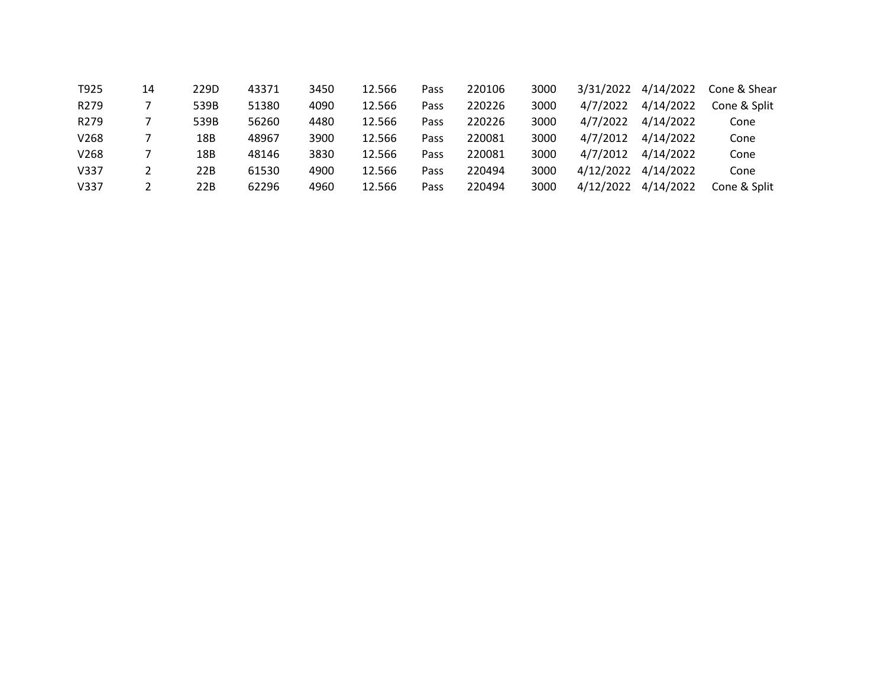| | | | | | | | | | | | |
|---|---|---|---|---|---|---|---|---|---|---|---|
| T925 | 14 | 229D | 43371 | 3450 | 12.566 | Pass | 220106 | 3000 | 3/31/2022 | 4/14/2022 | Cone & Shear |
| R279 | 7 | 539B | 51380 | 4090 | 12.566 | Pass | 220226 | 3000 | 4/7/2022 | 4/14/2022 | Cone & Split |
| R279 | 7 | 539B | 56260 | 4480 | 12.566 | Pass | 220226 | 3000 | 4/7/2022 | 4/14/2022 | Cone |
| V268 | 7 | 18B | 48967 | 3900 | 12.566 | Pass | 220081 | 3000 | 4/7/2012 | 4/14/2022 | Cone |
| V268 | 7 | 18B | 48146 | 3830 | 12.566 | Pass | 220081 | 3000 | 4/7/2012 | 4/14/2022 | Cone |
| V337 | 2 | 22B | 61530 | 4900 | 12.566 | Pass | 220494 | 3000 | 4/12/2022 | 4/14/2022 | Cone |
| V337 | 2 | 22B | 62296 | 4960 | 12.566 | Pass | 220494 | 3000 | 4/12/2022 | 4/14/2022 | Cone & Split |